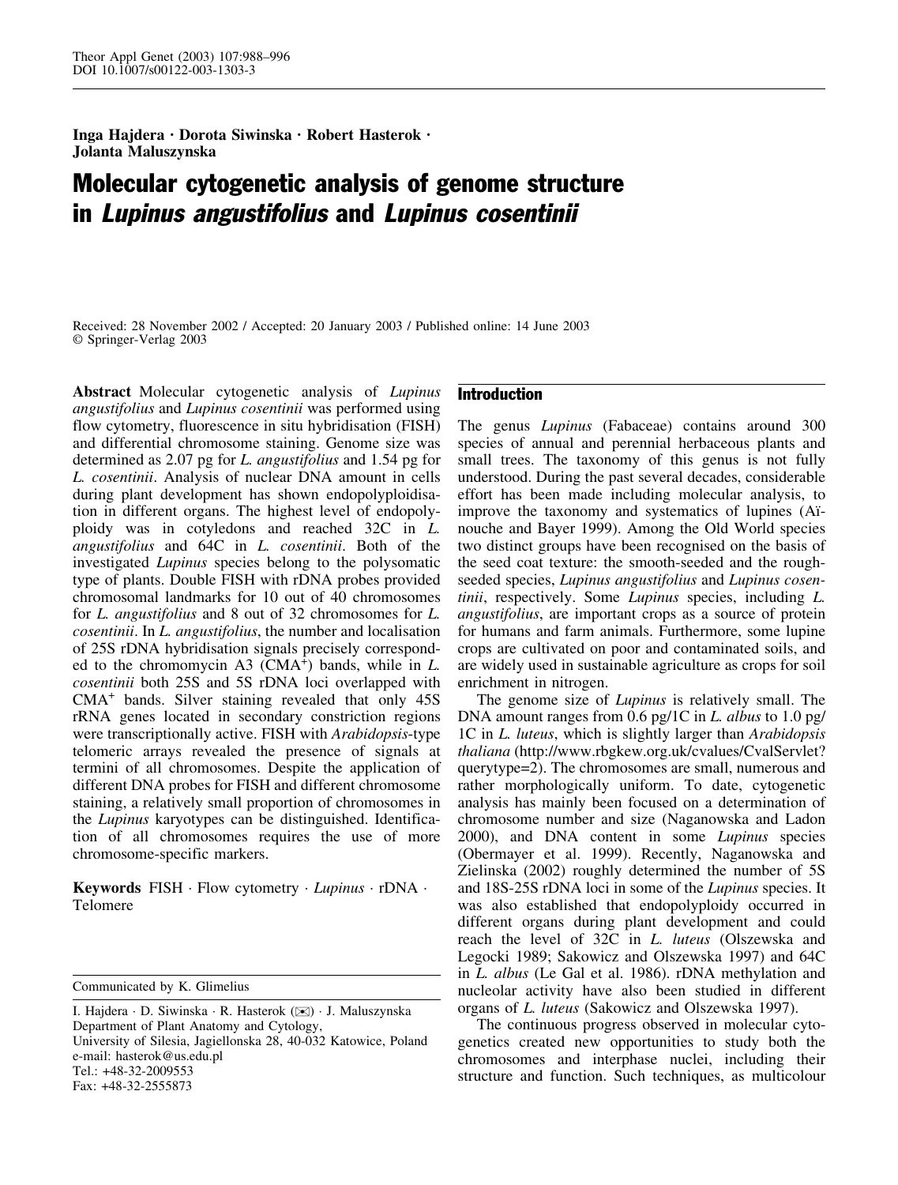Inga Hajdera · Dorota Siwinska · Robert Hasterok · Jolanta Maluszynska

# Molecular cytogenetic analysis of genome structure in *Lupinus angustifolius* and *Lupinus cosentinii*

Received: 28 November 2002 / Accepted: 20 January 2003 / Published online: 14 June 2003
© Springer-Verlag 2003

**Abstract** Molecular cytogenetic analysis of *Lupinus angustifolius* and *Lupinus cosentinii* was performed using flow cytometry, fluorescence in situ hybridisation (FISH) and differential chromosome staining. Genome size was determined as 2.07 pg for *L. angustifolius* and 1.54 pg for *L. cosentinii*. Analysis of nuclear DNA amount in cells during plant development has shown endopolyploidisation in different organs. The highest level of endopolyploidy was in cotyledons and reached 32C in *L. angustifolius* and 64C in *L. cosentinii*. Both of the investigated *Lupinus* species belong to the polysomatic type of plants. Double FISH with rDNA probes provided chromosomal landmarks for 10 out of 40 chromosomes for *L. angustifolius* and 8 out of 32 chromosomes for *L. cosentinii*. In *L. angustifolius*, the number and localisation of 25S rDNA hybridisation signals precisely corresponded to the chromomycin A3 ($CMA^+$) bands, while in *L. cosentinii* both 25S and 5S rDNA loci overlapped with $CMA^+$ bands. Silver staining revealed that only 45S rRNA genes located in secondary constriction regions were transcriptionally active. FISH with *Arabidopsis*-type telomeric arrays revealed the presence of signals at termini of all chromosomes. Despite the application of different DNA probes for FISH and different chromosome staining, a relatively small proportion of chromosomes in the *Lupinus* karyotypes can be distinguished. Identification of all chromosomes requires the use of more chromosome-specific markers.

**Keywords** FISH · Flow cytometry · *Lupinus* · rDNA · Telomere

Communicated by K. Glimelius

I. Hajdera · D. Siwinska · R. Hasterok (✉) · J. Maluszynska
Department of Plant Anatomy and Cytology,
University of Silesia, Jagiellonska 28, 40-032 Katowice, Poland
e-mail: hasterok@us.edu.pl
Tel.: +48-32-2009553
Fax: +48-32-2555873

## Introduction

The genus *Lupinus* (Fabaceae) contains around 300 species of annual and perennial herbaceous plants and small trees. The taxonomy of this genus is not fully understood. During the past several decades, considerable effort has been made including molecular analysis, to improve the taxonomy and systematics of lupines (Aïnouche and Bayer 1999). Among the Old World species two distinct groups have been recognised on the basis of the seed coat texture: the smooth-seeded and the rough-seeded species, *Lupinus angustifolius* and *Lupinus cosentinii*, respectively. Some *Lupinus* species, including *L. angustifolius*, are important crops as a source of protein for humans and farm animals. Furthermore, some lupine crops are cultivated on poor and contaminated soils, and are widely used in sustainable agriculture as crops for soil enrichment in nitrogen.

The genome size of *Lupinus* is relatively small. The DNA amount ranges from 0.6 pg/1C in *L. albus* to 1.0 pg/1C in *L. luteus*, which is slightly larger than *Arabidopsis thaliana* (http://www.rbgkew.org.uk/cvalues/CvalServlet?querytype=2). The chromosomes are small, numerous and rather morphologically uniform. To date, cytogenetic analysis has mainly been focused on a determination of chromosome number and size (Naganowska and Ladon 2000), and DNA content in some *Lupinus* species (Obermayer et al. 1999). Recently, Naganowska and Zielinska (2002) roughly determined the number of 5S and 18S-25S rDNA loci in some of the *Lupinus* species. It was also established that endopolyploidy occurred in different organs during plant development and could reach the level of 32C in *L. luteus* (Olszewska and Legocki 1989; Sakowicz and Olszewska 1997) and 64C in *L. albus* (Le Gal et al. 1986). rDNA methylation and nucleolar activity have also been studied in different organs of *L. luteus* (Sakowicz and Olszewska 1997).

The continuous progress observed in molecular cytogenetics created new opportunities to study both the chromosomes and interphase nuclei, including their structure and function. Such techniques, as multicolour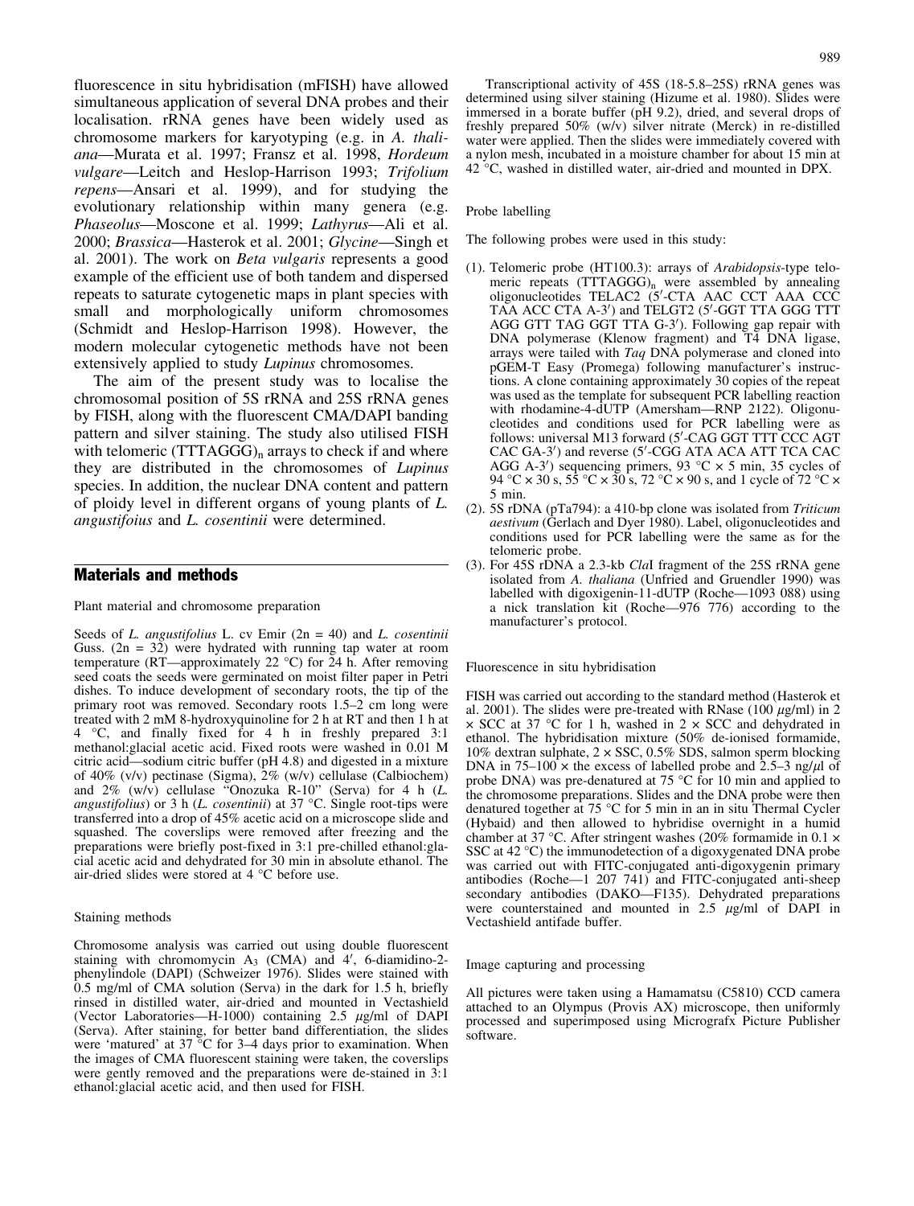fluorescence in situ hybridisation (mFISH) have allowed simultaneous application of several DNA probes and their localisation. rRNA genes have been widely used as chromosome markers for karyotyping (e.g. in *A. thaliana*—Murata et al. 1997; Fransz et al. 1998, *Hordeum vulgare*—Leitch and Heslop-Harrison 1993; *Trifolium repens*—Ansari et al. 1999), and for studying the evolutionary relationship within many genera (e.g. *Phaseolus*—Moscone et al. 1999; *Lathyrus*—Ali et al. 2000; *Brassica*—Hasterok et al. 2001; *Glycine*—Singh et al. 2001). The work on *Beta vulgaris* represents a good example of the efficient use of both tandem and dispersed repeats to saturate cytogenetic maps in plant species with small and morphologically uniform chromosomes (Schmidt and Heslop-Harrison 1998). However, the modern molecular cytogenetic methods have not been extensively applied to study *Lupinus* chromosomes.

The aim of the present study was to localise the chromosomal position of 5S rRNA and 25S rRNA genes by FISH, along with the fluorescent CMA/DAPI banding pattern and silver staining. The study also utilised FISH with telomeric $(TTTAGGG)_n$ arrays to check if and where they are distributed in the chromosomes of *Lupinus* species. In addition, the nuclear DNA content and pattern of ploidy level in different organs of young plants of *L. angustifoius* and *L. cosentinii* were determined.

## Materials and methods

### Plant material and chromosome preparation

Seeds of *L. angustifolius* L. cv Emir (2n = 40) and *L. cosentinii* Guss. (2n = 32) were hydrated with running tap water at room temperature (RT—approximately 22 °C) for 24 h. After removing seed coats the seeds were germinated on moist filter paper in Petri dishes. To induce development of secondary roots, the tip of the primary root was removed. Secondary roots 1.5–2 cm long were treated with 2 mM 8-hydroxyquinoline for 2 h at RT and then 1 h at 4 °C, and finally fixed for 4 h in freshly prepared 3:1 methanol:glacial acetic acid. Fixed roots were washed in 0.01 M citric acid—sodium citric buffer (pH 4.8) and digested in a mixture of 40% (v/v) pectinase (Sigma), 2% (w/v) cellulase (Calbiochem) and 2% (w/v) cellulase "Onozuka R-10" (Serva) for 4 h (*L. angustifolius*) or 3 h (*L. cosentinii*) at 37 °C. Single root-tips were transferred into a drop of 45% acetic acid on a microscope slide and squashed. The coverslips were removed after freezing and the preparations were briefly post-fixed in 3:1 pre-chilled ethanol:glacial acetic acid and dehydrated for 30 min in absolute ethanol. The air-dried slides were stored at 4 °C before use.

### Staining methods

Chromosome analysis was carried out using double fluorescent staining with chromomycin $A_3$ (CMA) and 4′, 6-diamidino-2-phenylindole (DAPI) (Schweizer 1976). Slides were stained with 0.5 mg/ml of CMA solution (Serva) in the dark for 1.5 h, briefly rinsed in distilled water, air-dried and mounted in Vectashield (Vector Laboratories—H-1000) containing 2.5 μg/ml of DAPI (Serva). After staining, for better band differentiation, the slides were 'matured' at 37 °C for 3–4 days prior to examination. When the images of CMA fluorescent staining were taken, the coverslips were gently removed and the preparations were de-stained in 3:1 ethanol:glacial acetic acid, and then used for FISH.

Transcriptional activity of 45S (18-5.8–25S) rRNA genes was determined using silver staining (Hizume et al. 1980). Slides were immersed in a borate buffer (pH 9.2), dried, and several drops of freshly prepared 50% (w/v) silver nitrate (Merck) in re-distilled water were applied. Then the slides were immediately covered with a nylon mesh, incubated in a moisture chamber for about 15 min at 42 °C, washed in distilled water, air-dried and mounted in DPX.

### Probe labelling

The following probes were used in this study:

(1). Telomeric probe (HT100.3): arrays of *Arabidopsis*-type telomeric repeats $(TTTAGGG)_n$ were assembled by annealing oligonucleotides TELAC2 (5′-CTA AAC CCT AAA CCC TAA ACC CTA A-3′) and TELGT2 (5′-GGT TTA GGG TTT AGG GTT TAG GGT TTA G-3′). Following gap repair with DNA polymerase (Klenow fragment) and T4 DNA ligase, arrays were tailed with *Taq* DNA polymerase and cloned into pGEM-T Easy (Promega) following manufacturer's instructions. A clone containing approximately 30 copies of the repeat was used as the template for subsequent PCR labelling reaction with rhodamine-4-dUTP (Amersham—RNP 2122). Oligonucleotides and conditions used for PCR labelling were as follows: universal M13 forward (5′-CAG GGT TTT CCC AGT CAC GA-3′) and reverse (5′-CGG ATA ACA ATT TCA CAC AGG A-3′) sequencing primers, 93 °C × 5 min, 35 cycles of 94 °C × 30 s, 55 °C × 30 s, 72 °C × 90 s, and 1 cycle of 72 °C × 5 min.

(2). 5S rDNA (pTa794): a 410-bp clone was isolated from *Triticum aestivum* (Gerlach and Dyer 1980). Label, oligonucleotides and conditions used for PCR labelling were the same as for the telomeric probe.

(3). For 45S rDNA a 2.3-kb *Cla*I fragment of the 25S rRNA gene isolated from *A. thaliana* (Unfried and Gruendler 1990) was labelled with digoxigenin-11-dUTP (Roche—1093 088) using a nick translation kit (Roche—976 776) according to the manufacturer's protocol.

### Fluorescence in situ hybridisation

FISH was carried out according to the standard method (Hasterok et al. 2001). The slides were pre-treated with RNase (100 μg/ml) in 2 × SCC at 37 °C for 1 h, washed in 2 × SCC and dehydrated in ethanol. The hybridisation mixture (50% de-ionised formamide, 10% dextran sulphate, 2 × SSC, 0.5% SDS, salmon sperm blocking DNA in 75–100 × the excess of labelled probe and 2.5–3 ng/μl of probe DNA) was pre-denatured at 75 °C for 10 min and applied to the chromosome preparations. Slides and the DNA probe were then denatured together at 75 °C for 5 min in an in situ Thermal Cycler (Hybaid) and then allowed to hybridise overnight in a humid chamber at 37 °C. After stringent washes (20% formamide in 0.1 × SSC at 42 °C) the immunodetection of a digoxygenated DNA probe was carried out with FITC-conjugated anti-digoxygenin primary antibodies (Roche—1 207 741) and FITC-conjugated anti-sheep secondary antibodies (DAKO—F135). Dehydrated preparations were counterstained and mounted in 2.5 μg/ml of DAPI in Vectashield antifade buffer.

### Image capturing and processing

All pictures were taken using a Hamamatsu (C5810) CCD camera attached to an Olympus (Provis AX) microscope, then uniformly processed and superimposed using Micrografx Picture Publisher software.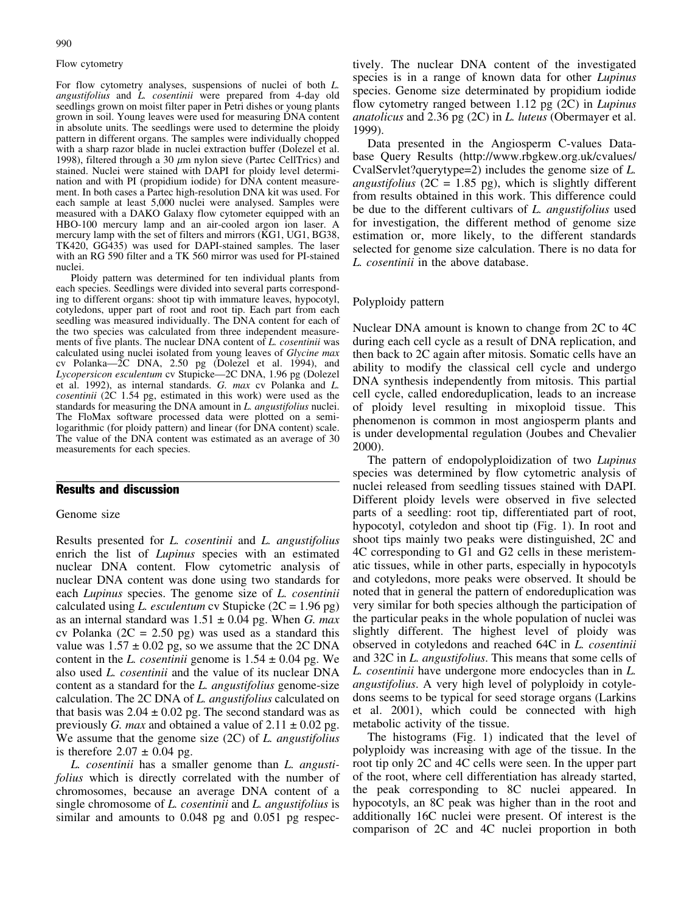### Flow cytometry

For flow cytometry analyses, suspensions of nuclei of both *L. angustifolius* and *L. cosentinii* were prepared from 4-day old seedlings grown on moist filter paper in Petri dishes or young plants grown in soil. Young leaves were used for measuring DNA content in absolute units. The seedlings were used to determine the ploidy pattern in different organs. The samples were individually chopped with a sharp razor blade in nuclei extraction buffer (Dolezel et al. 1998), filtered through a 30 $\mu$m nylon sieve (Partec CellTrics) and stained. Nuclei were stained with DAPI for ploidy level determination and with PI (propidium iodide) for DNA content measurement. In both cases a Partec high-resolution DNA kit was used. For each sample at least 5,000 nuclei were analysed. Samples were measured with a DAKO Galaxy flow cytometer equipped with an HBO-100 mercury lamp and an air-cooled argon ion laser. A mercury lamp with the set of filters and mirrors (KG1, UG1, BG38, TK420, GG435) was used for DAPI-stained samples. The laser with an RG 590 filter and a TK 560 mirror was used for PI-stained nuclei.

Ploidy pattern was determined for ten individual plants from each species. Seedlings were divided into several parts corresponding to different organs: shoot tip with immature leaves, hypocotyl, cotyledons, upper part of root and root tip. Each part from each seedling was measured individually. The DNA content for each of the two species was calculated from three independent measurements of five plants. The nuclear DNA content of *L. cosentinii* was calculated using nuclei isolated from young leaves of *Glycine max* cv Polanka—2C DNA, 2.50 pg (Dolezel et al. 1994), and *Lycopersicon esculentum* cv Stupicke—2C DNA, 1.96 pg (Dolezel et al. 1992), as internal standards. *G. max* cv Polanka and *L. cosentinii* (2C 1.54 pg, estimated in this work) were used as the standards for measuring the DNA amount in *L. angustifolius* nuclei. The FloMax software processed data were plotted on a semi-logarithmic (for ploidy pattern) and linear (for DNA content) scale. The value of the DNA content was estimated as an average of 30 measurements for each species.

## Results and discussion

### Genome size

Results presented for *L. cosentinii* and *L. angustifolius* enrich the list of *Lupinus* species with an estimated nuclear DNA content. Flow cytometric analysis of nuclear DNA content was done using two standards for each *Lupinus* species. The genome size of *L. cosentinii* calculated using *L. esculentum* cv Stupicke (2C = 1.96 pg) as an internal standard was 1.51 ± 0.04 pg. When *G. max* cv Polanka (2C = 2.50 pg) was used as a standard this value was 1.57 ± 0.02 pg, so we assume that the 2C DNA content in the *L. cosentinii* genome is 1.54 ± 0.04 pg. We also used *L. cosentinii* and the value of its nuclear DNA content as a standard for the *L. angustifolius* genome-size calculation. The 2C DNA of *L. angustifolius* calculated on that basis was 2.04 ± 0.02 pg. The second standard was as previously *G. max* and obtained a value of 2.11 ± 0.02 pg. We assume that the genome size (2C) of *L. angustifolius* is therefore 2.07 ± 0.04 pg.

*L. cosentinii* has a smaller genome than *L. angustifolius* which is directly correlated with the number of chromosomes, because an average DNA content of a single chromosome of *L. cosentinii* and *L. angustifolius* is similar and amounts to 0.048 pg and 0.051 pg respectively. The nuclear DNA content of the investigated species is in a range of known data for other *Lupinus* species. Genome size determinated by propidium iodide flow cytometry ranged between 1.12 pg (2C) in *Lupinus anatolicus* and 2.36 pg (2C) in *L. luteus* (Obermayer et al. 1999).

Data presented in the Angiosperm C-values Database Query Results (http://www.rbgkew.org.uk/cvalues/CvalServlet?querytype=2) includes the genome size of *L. angustifolius* (2C = 1.85 pg), which is slightly different from results obtained in this work. This difference could be due to the different cultivars of *L. angustifolius* used for investigation, the different method of genome size estimation or, more likely, to the different standards selected for genome size calculation. There is no data for *L. cosentinii* in the above database.

### Polyploidy pattern

Nuclear DNA amount is known to change from 2C to 4C during each cell cycle as a result of DNA replication, and then back to 2C again after mitosis. Somatic cells have an ability to modify the classical cell cycle and undergo DNA synthesis independently from mitosis. This partial cell cycle, called endoreduplication, leads to an increase of ploidy level resulting in mixoploid tissue. This phenomenon is common in most angiosperm plants and is under developmental regulation (Joubes and Chevalier 2000).

The pattern of endopolyploidization of two *Lupinus* species was determined by flow cytometric analysis of nuclei released from seedling tissues stained with DAPI. Different ploidy levels were observed in five selected parts of a seedling: root tip, differentiated part of root, hypocotyl, cotyledon and shoot tip (Fig. 1). In root and shoot tips mainly two peaks were distinguished, 2C and 4C corresponding to G1 and G2 cells in these meristematic tissues, while in other parts, especially in hypocotyls and cotyledons, more peaks were observed. It should be noted that in general the pattern of endoreduplication was very similar for both species although the participation of the particular peaks in the whole population of nuclei was slightly different. The highest level of ploidy was observed in cotyledons and reached 64C in *L. cosentinii* and 32C in *L. angustifolius*. This means that some cells of *L. cosentinii* have undergone more endocycles than in *L. angustifolius*. A very high level of polyploidy in cotyledons seems to be typical for seed storage organs (Larkins et al. 2001), which could be connected with high metabolic activity of the tissue.

The histograms (Fig. 1) indicated that the level of polyploidy was increasing with age of the tissue. In the root tip only 2C and 4C cells were seen. In the upper part of the root, where cell differentiation has already started, the peak corresponding to 8C nuclei appeared. In hypocotyls, an 8C peak was higher than in the root and additionally 16C nuclei were present. Of interest is the comparison of 2C and 4C nuclei proportion in both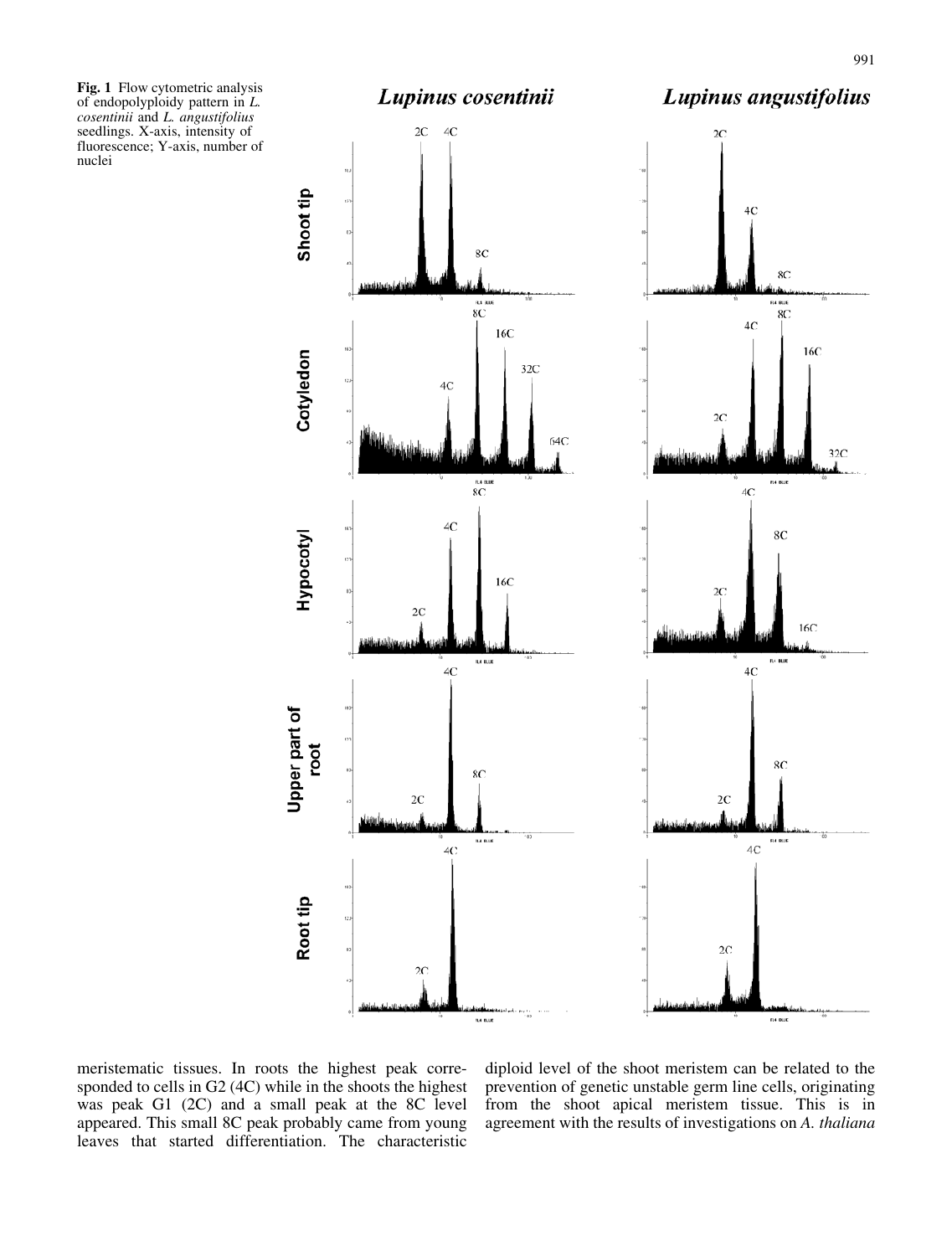**Fig. 1** Flow cytometric analysis of endopolyploidy pattern in *L. cosentinii* and *L. angustifolius* seedlings. X-axis, intensity of fluorescence; Y-axis, number of nuclei

meristematic tissues. In roots the highest peak corresponded to cells in G2 (4C) while in the shoots the highest was peak G1 (2C) and a small peak at the 8C level appeared. This small 8C peak probably came from young leaves that started differentiation. The characteristic diploid level of the shoot meristem can be related to the prevention of genetic unstable germ line cells, originating from the shoot apical meristem tissue. This is in agreement with the results of investigations on *A. thaliana*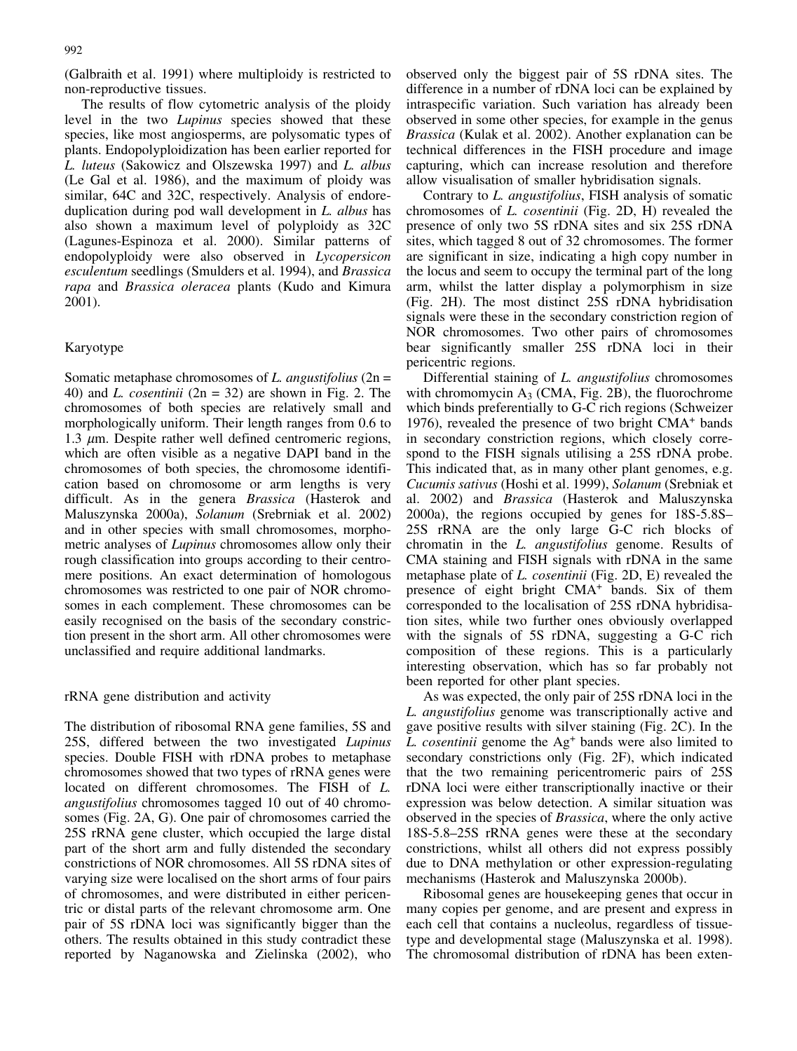(Galbraith et al. 1991) where multiploidy is restricted to non-reproductive tissues.

The results of flow cytometric analysis of the ploidy level in the two *Lupinus* species showed that these species, like most angiosperms, are polysomatic types of plants. Endopolyploidization has been earlier reported for *L. luteus* (Sakowicz and Olszewska 1997) and *L. albus* (Le Gal et al. 1986), and the maximum of ploidy was similar, 64C and 32C, respectively. Analysis of endoreduplication during pod wall development in *L. albus* has also shown a maximum level of polyploidy as 32C (Lagunes-Espinoza et al. 2000). Similar patterns of endopolyploidy were also observed in *Lycopersicon esculentum* seedlings (Smulders et al. 1994), and *Brassica rapa* and *Brassica oleracea* plants (Kudo and Kimura 2001).

## Karyotype

Somatic metaphase chromosomes of *L. angustifolius* (2n = 40) and *L. cosentinii* (2n = 32) are shown in Fig. 2. The chromosomes of both species are relatively small and morphologically uniform. Their length ranges from 0.6 to 1.3 μm. Despite rather well defined centromeric regions, which are often visible as a negative DAPI band in the chromosomes of both species, the chromosome identification based on chromosome or arm lengths is very difficult. As in the genera *Brassica* (Hasterok and Maluszynska 2000a), *Solanum* (Srebrniak et al. 2002) and in other species with small chromosomes, morphometric analyses of *Lupinus* chromosomes allow only their rough classification into groups according to their centromere positions. An exact determination of homologous chromosomes was restricted to one pair of NOR chromosomes in each complement. These chromosomes can be easily recognised on the basis of the secondary constriction present in the short arm. All other chromosomes were unclassified and require additional landmarks.

## rRNA gene distribution and activity

The distribution of ribosomal RNA gene families, 5S and 25S, differed between the two investigated *Lupinus* species. Double FISH with rDNA probes to metaphase chromosomes showed that two types of rRNA genes were located on different chromosomes. The FISH of *L. angustifolius* chromosomes tagged 10 out of 40 chromosomes (Fig. 2A, G). One pair of chromosomes carried the 25S rRNA gene cluster, which occupied the large distal part of the short arm and fully distended the secondary constrictions of NOR chromosomes. All 5S rDNA sites of varying size were localised on the short arms of four pairs of chromosomes, and were distributed in either pericentric or distal parts of the relevant chromosome arm. One pair of 5S rDNA loci was significantly bigger than the others. The results obtained in this study contradict these reported by Naganowska and Zielinska (2002), who observed only the biggest pair of 5S rDNA sites. The difference in a number of rDNA loci can be explained by intraspecific variation. Such variation has already been observed in some other species, for example in the genus *Brassica* (Kulak et al. 2002). Another explanation can be technical differences in the FISH procedure and image capturing, which can increase resolution and therefore allow visualisation of smaller hybridisation signals.

Contrary to *L. angustifolius*, FISH analysis of somatic chromosomes of *L. cosentinii* (Fig. 2D, H) revealed the presence of only two 5S rDNA sites and six 25S rDNA sites, which tagged 8 out of 32 chromosomes. The former are significant in size, indicating a high copy number in the locus and seem to occupy the terminal part of the long arm, whilst the latter display a polymorphism in size (Fig. 2H). The most distinct 25S rDNA hybridisation signals were these in the secondary constriction region of NOR chromosomes. Two other pairs of chromosomes bear significantly smaller 25S rDNA loci in their pericentric regions.

Differential staining of *L. angustifolius* chromosomes with chromomycin $A_3$ (CMA, Fig. 2B), the fluorochrome which binds preferentially to G-C rich regions (Schweizer 1976), revealed the presence of two bright $CMA^+$ bands in secondary constriction regions, which closely correspond to the FISH signals utilising a 25S rDNA probe. This indicated that, as in many other plant genomes, e.g. *Cucumis sativus* (Hoshi et al. 1999), *Solanum* (Srebniak et al. 2002) and *Brassica* (Hasterok and Maluszynska 2000a), the regions occupied by genes for 18S-5.8S–25S rRNA are the only large G-C rich blocks of chromatin in the *L. angustifolius* genome. Results of CMA staining and FISH signals with rDNA in the same metaphase plate of *L. cosentinii* (Fig. 2D, E) revealed the presence of eight bright $CMA^+$ bands. Six of them corresponded to the localisation of 25S rDNA hybridisation sites, while two further ones obviously overlapped with the signals of 5S rDNA, suggesting a G-C rich composition of these regions. This is a particularly interesting observation, which has so far probably not been reported for other plant species.

As was expected, the only pair of 25S rDNA loci in the *L. angustifolius* genome was transcriptionally active and gave positive results with silver staining (Fig. 2C). In the *L. cosentinii* genome the $Ag^+$ bands were also limited to secondary constrictions only (Fig. 2F), which indicated that the two remaining pericentromeric pairs of 25S rDNA loci were either transcriptionally inactive or their expression was below detection. A similar situation was observed in the species of *Brassica*, where the only active 18S-5.8–25S rRNA genes were these at the secondary constrictions, whilst all others did not express possibly due to DNA methylation or other expression-regulating mechanisms (Hasterok and Maluszynska 2000b).

Ribosomal genes are housekeeping genes that occur in many copies per genome, and are present and express in each cell that contains a nucleolus, regardless of tissue-type and developmental stage (Maluszynska et al. 1998). The chromosomal distribution of rDNA has been exten-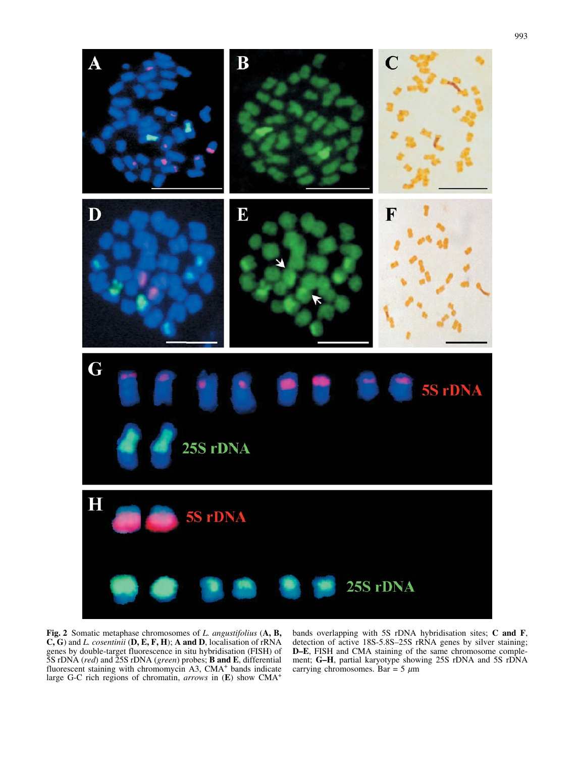**Fig. 2** Somatic metaphase chromosomes of *L. angustifolius* (**A, B, C, G**) and *L. cosentinii* (**D, E, F, H**); **A and D**, localisation of rRNA genes by double-target fluorescence in situ hybridisation (FISH) of 5S rDNA (*red*) and 25S rDNA (*green*) probes; **B and E**, differential fluorescent staining with chromomycin A3, $CMA^+$ bands indicate large G-C rich regions of chromatin, *arrows* in (**E**) show $CMA^+$ bands overlapping with 5S rDNA hybridisation sites; **C and F**, detection of active 18S-5.8S–25S rRNA genes by silver staining; **D–E**, FISH and CMA staining of the same chromosome complement; **G–H**, partial karyotype showing 25S rDNA and 5S rDNA carrying chromosomes. Bar = 5 $\mu$m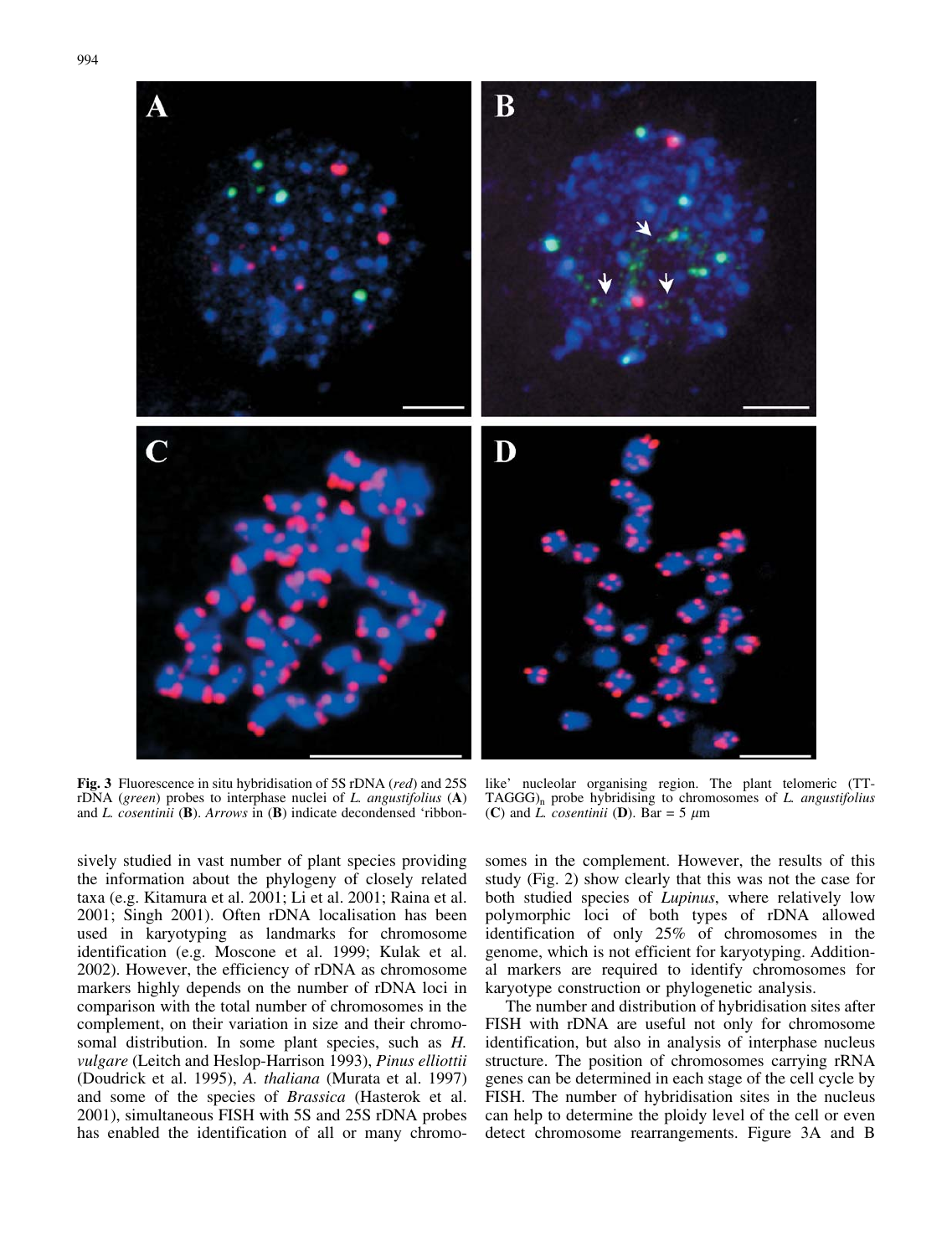**Fig. 3** Fluorescence in situ hybridisation of 5S rDNA (*red*) and 25S rDNA (*green*) probes to interphase nuclei of *L. angustifolius* (**A**) and *L. cosentinii* (**B**). *Arrows* in (**B**) indicate decondensed 'ribbon-like' nucleolar organising region. The plant telomeric (TTTAGGG)$_n$ probe hybridising to chromosomes of *L. angustifolius* (**C**) and *L. cosentinii* (**D**). Bar = 5 μm

sively studied in vast number of plant species providing the information about the phylogeny of closely related taxa (e.g. Kitamura et al. 2001; Li et al. 2001; Raina et al. 2001; Singh 2001). Often rDNA localisation has been used in karyotyping as landmarks for chromosome identification (e.g. Moscone et al. 1999; Kulak et al. 2002). However, the efficiency of rDNA as chromosome markers highly depends on the number of rDNA loci in comparison with the total number of chromosomes in the complement, on their variation in size and their chromosomal distribution. In some plant species, such as *H. vulgare* (Leitch and Heslop-Harrison 1993), *Pinus elliottii* (Doudrick et al. 1995), *A. thaliana* (Murata et al. 1997) and some of the species of *Brassica* (Hasterok et al. 2001), simultaneous FISH with 5S and 25S rDNA probes has enabled the identification of all or many chromosomes in the complement. However, the results of this study (Fig. 2) show clearly that this was not the case for both studied species of *Lupinus*, where relatively low polymorphic loci of both types of rDNA allowed identification of only 25% of chromosomes in the genome, which is not efficient for karyotyping. Additional markers are required to identify chromosomes for karyotype construction or phylogenetic analysis.

The number and distribution of hybridisation sites after FISH with rDNA are useful not only for chromosome identification, but also in analysis of interphase nucleus structure. The position of chromosomes carrying rRNA genes can be determined in each stage of the cell cycle by FISH. The number of hybridisation sites in the nucleus can help to determine the ploidy level of the cell or even detect chromosome rearrangements. Figure 3A and B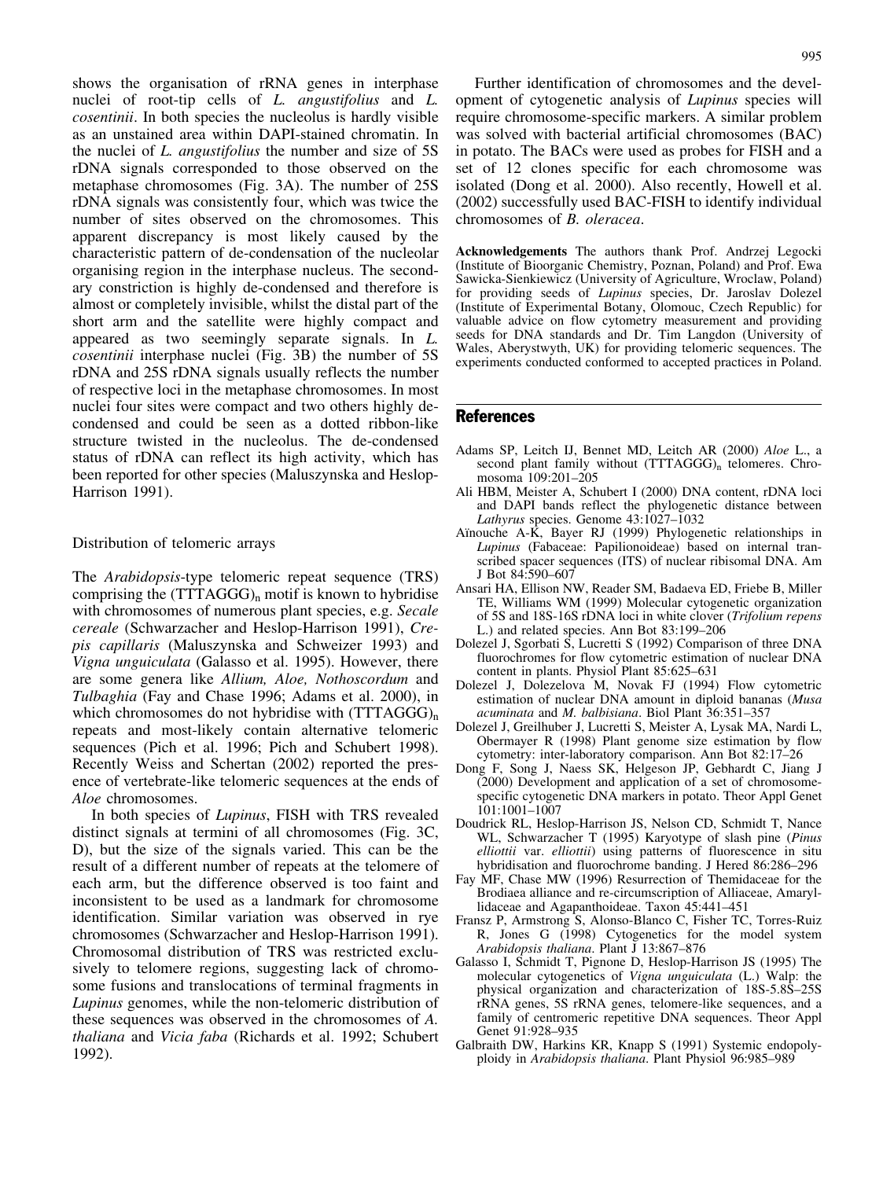shows the organisation of rRNA genes in interphase nuclei of root-tip cells of *L. angustifolius* and *L. cosentinii*. In both species the nucleolus is hardly visible as an unstained area within DAPI-stained chromatin. In the nuclei of *L. angustifolius* the number and size of 5S rDNA signals corresponded to those observed on the metaphase chromosomes (Fig. 3A). The number of 25S rDNA signals was consistently four, which was twice the number of sites observed on the chromosomes. This apparent discrepancy is most likely caused by the characteristic pattern of de-condensation of the nucleolar organising region in the interphase nucleus. The secondary constriction is highly de-condensed and therefore is almost or completely invisible, whilst the distal part of the short arm and the satellite were highly compact and appeared as two seemingly separate signals. In *L. cosentinii* interphase nuclei (Fig. 3B) the number of 5S rDNA and 25S rDNA signals usually reflects the number of respective loci in the metaphase chromosomes. In most nuclei four sites were compact and two others highly de-condensed and could be seen as a dotted ribbon-like structure twisted in the nucleolus. The de-condensed status of rDNA can reflect its high activity, which has been reported for other species (Maluszynska and Heslop-Harrison 1991).

### Distribution of telomeric arrays

The *Arabidopsis*-type telomeric repeat sequence (TRS) comprising the $(TTTAGGG)_n$ motif is known to hybridise with chromosomes of numerous plant species, e.g. *Secale cereale* (Schwarzacher and Heslop-Harrison 1991), *Crepis capillaris* (Maluszynska and Schweizer 1993) and *Vigna unguiculata* (Galasso et al. 1995). However, there are some genera like *Allium, Aloe, Nothoscordum* and *Tulbaghia* (Fay and Chase 1996; Adams et al. 2000), in which chromosomes do not hybridise with $(TTTAGGG)_n$ repeats and most-likely contain alternative telomeric sequences (Pich et al. 1996; Pich and Schubert 1998). Recently Weiss and Schertan (2002) reported the presence of vertebrate-like telomeric sequences at the ends of *Aloe* chromosomes.

In both species of *Lupinus*, FISH with TRS revealed distinct signals at termini of all chromosomes (Fig. 3C, D), but the size of the signals varied. This can be the result of a different number of repeats at the telomere of each arm, but the difference observed is too faint and inconsistent to be used as a landmark for chromosome identification. Similar variation was observed in rye chromosomes (Schwarzacher and Heslop-Harrison 1991). Chromosomal distribution of TRS was restricted exclusively to telomere regions, suggesting lack of chromosome fusions and translocations of terminal fragments in *Lupinus* genomes, while the non-telomeric distribution of these sequences was observed in the chromosomes of *A. thaliana* and *Vicia faba* (Richards et al. 1992; Schubert 1992).

Further identification of chromosomes and the development of cytogenetic analysis of *Lupinus* species will require chromosome-specific markers. A similar problem was solved with bacterial artificial chromosomes (BAC) in potato. The BACs were used as probes for FISH and a set of 12 clones specific for each chromosome was isolated (Dong et al. 2000). Also recently, Howell et al. (2002) successfully used BAC-FISH to identify individual chromosomes of *B. oleracea*.

**Acknowledgements** The authors thank Prof. Andrzej Legocki (Institute of Bioorganic Chemistry, Poznan, Poland) and Prof. Ewa Sawicka-Sienkiewicz (University of Agriculture, Wroclaw, Poland) for providing seeds of *Lupinus* species, Dr. Jaroslav Dolezel (Institute of Experimental Botany, Olomouc, Czech Republic) for valuable advice on flow cytometry measurement and providing seeds for DNA standards and Dr. Tim Langdon (University of Wales, Aberystwyth, UK) for providing telomeric sequences. The experiments conducted conformed to accepted practices in Poland.

## References

Adams SP, Leitch IJ, Bennet MD, Leitch AR (2000) *Aloe* L., a second plant family without $(TTTAGGG)_n$ telomeres. Chromosoma 109:201–205

Ali HBM, Meister A, Schubert I (2000) DNA content, rDNA loci and DAPI bands reflect the phylogenetic distance between *Lathyrus* species. Genome 43:1027–1032

Aïnouche A-K, Bayer RJ (1999) Phylogenetic relationships in *Lupinus* (Fabaceae: Papilionoideae) based on internal transcribed spacer sequences (ITS) of nuclear ribisomal DNA. Am J Bot 84:590–607

Ansari HA, Ellison NW, Reader SM, Badaeva ED, Friebe B, Miller TE, Williams WM (1999) Molecular cytogenetic organization of 5S and 18S-16S rDNA loci in white clover (*Trifolium repens* L.) and related species. Ann Bot 83:199–206

Dolezel J, Sgorbati S, Lucretti S (1992) Comparison of three DNA fluorochromes for flow cytometric estimation of nuclear DNA content in plants. Physiol Plant 85:625–631

Dolezel J, Dolezelova M, Novak FJ (1994) Flow cytometric estimation of nuclear DNA amount in diploid bananas (*Musa acuminata* and *M. balbisiana*. Biol Plant 36:351–357

Dolezel J, Greilhuber J, Lucretti S, Meister A, Lysak MA, Nardi L, Obermayer R (1998) Plant genome size estimation by flow cytometry: inter-laboratory comparison. Ann Bot 82:17–26

Dong F, Song J, Naess SK, Helgeson JP, Gebhardt C, Jiang J (2000) Development and application of a set of chromosome-specific cytogenetic DNA markers in potato. Theor Appl Genet 101:1001–1007

Doudrick RL, Heslop-Harrison JS, Nelson CD, Schmidt T, Nance WL, Schwarzacher T (1995) Karyotype of slash pine (*Pinus elliottii* var. *elliottii*) using patterns of fluorescence in situ hybridisation and fluorochrome banding. J Hered 86:286–296

Fay MF, Chase MW (1996) Resurrection of Themidaceae for the Brodiaea alliance and re-circumscription of Alliaceae, Amaryllidaceae and Agapanthoideae. Taxon 45:441–451

Fransz P, Armstrong S, Alonso-Blanco C, Fisher TC, Torres-Ruiz R, Jones G (1998) Cytogenetics for the model system *Arabidopsis thaliana*. Plant J 13:867–876

Galasso I, Schmidt T, Pignone D, Heslop-Harrison JS (1995) The molecular cytogenetics of *Vigna unguiculata* (L.) Walp: the physical organization and characterization of 18S-5.8S–25S rRNA genes, 5S rRNA genes, telomere-like sequences, and a family of centromeric repetitive DNA sequences. Theor Appl Genet 91:928–935

Galbraith DW, Harkins KR, Knapp S (1991) Systemic endopolyploidy in *Arabidopsis thaliana*. Plant Physiol 96:985–989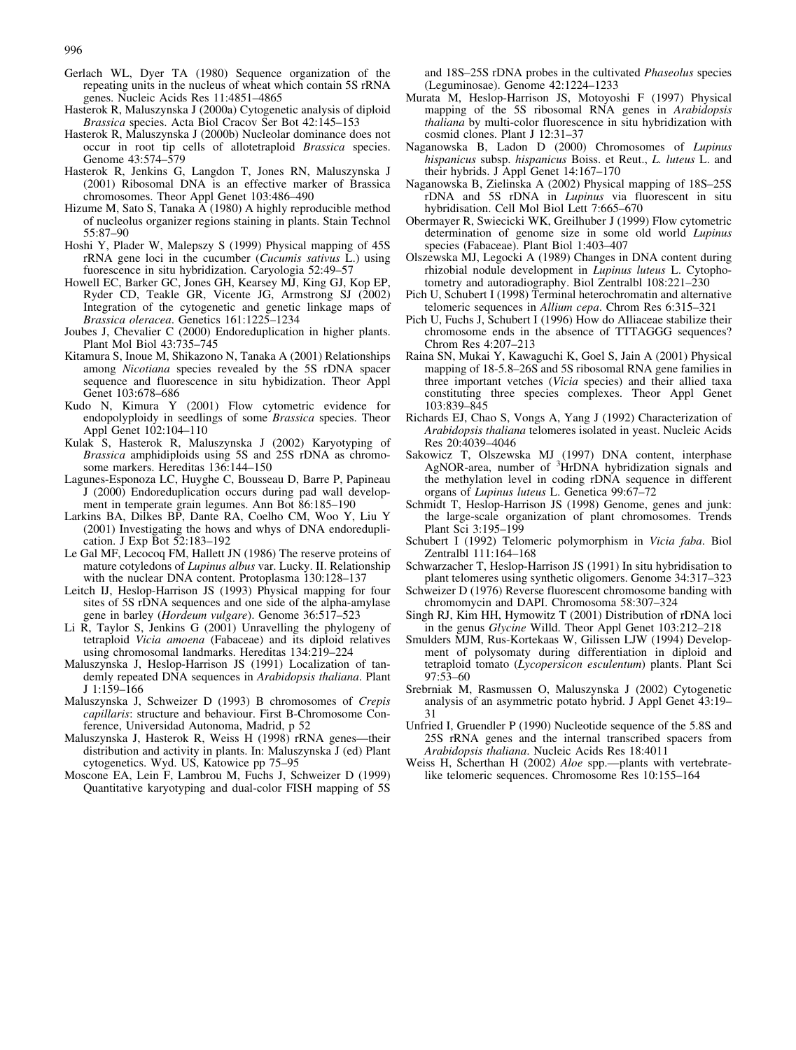Gerlach WL, Dyer TA (1980) Sequence organization of the repeating units in the nucleus of wheat which contain 5S rRNA genes. Nucleic Acids Res 11:4851–4865

Hasterok R, Maluszynska J (2000a) Cytogenetic analysis of diploid *Brassica* species. Acta Biol Cracov Ser Bot 42:145–153

Hasterok R, Maluszynska J (2000b) Nucleolar dominance does not occur in root tip cells of allotetraploid *Brassica* species. Genome 43:574–579

Hasterok R, Jenkins G, Langdon T, Jones RN, Maluszynska J (2001) Ribosomal DNA is an effective marker of Brassica chromosomes. Theor Appl Genet 103:486–490

Hizume M, Sato S, Tanaka A (1980) A highly reproducible method of nucleolus organizer regions staining in plants. Stain Technol 55:87–90

Hoshi Y, Plader W, Malepszy S (1999) Physical mapping of 45S rRNA gene loci in the cucumber (*Cucumis sativus* L.) using fuorescence in situ hybridization. Caryologia 52:49–57

Howell EC, Barker GC, Jones GH, Kearsey MJ, King GJ, Kop EP, Ryder CD, Teakle GR, Vicente JG, Armstrong SJ (2002) Integration of the cytogenetic and genetic linkage maps of *Brassica oleracea*. Genetics 161:1225–1234

Joubes J, Chevalier C (2000) Endoreduplication in higher plants. Plant Mol Biol 43:735–745

Kitamura S, Inoue M, Shikazono N, Tanaka A (2001) Relationships among *Nicotiana* species revealed by the 5S rDNA spacer sequence and fluorescence in situ hybidization. Theor Appl Genet 103:678–686

Kudo N, Kimura Y (2001) Flow cytometric evidence for endopolyploidy in seedlings of some *Brassica* species. Theor Appl Genet 102:104–110

Kulak S, Hasterok R, Maluszynska J (2002) Karyotyping of *Brassica* amphidiploids using 5S and 25S rDNA as chromosome markers. Hereditas 136:144–150

Lagunes-Esponoza LC, Huyghe C, Bousseau D, Barre P, Papineau J (2000) Endoreduplication occurs during pad wall development in temperate grain legumes. Ann Bot 86:185–190

Larkins BA, Dilkes BP, Dante RA, Coelho CM, Woo Y, Liu Y (2001) Investigating the hows and whys of DNA endoreduplication. J Exp Bot 52:183–192

Le Gal MF, Lecocoq FM, Hallett JN (1986) The reserve proteins of mature cotyledons of *Lupinus albus* var. Lucky. II. Relationship with the nuclear DNA content. Protoplasma 130:128–137

Leitch IJ, Heslop-Harrison JS (1993) Physical mapping for four sites of 5S rDNA sequences and one side of the alpha-amylase gene in barley (*Hordeum vulgare*). Genome 36:517–523

Li R, Taylor S, Jenkins G (2001) Unravelling the phylogeny of tetraploid *Vicia amoena* (Fabaceae) and its diploid relatives using chromosomal landmarks. Hereditas 134:219–224

Maluszynska J, Heslop-Harrison JS (1991) Localization of tandemly repeated DNA sequences in *Arabidopsis thaliana*. Plant J 1:159–166

Maluszynska J, Schweizer D (1993) B chromosomes of *Crepis capillaris*: structure and behaviour. First B-Chromosome Conference, Universidad Autonoma, Madrid, p 52

Maluszynska J, Hasterok R, Weiss H (1998) rRNA genes—their distribution and activity in plants. In: Maluszynska J (ed) Plant cytogenetics. Wyd. US, Katowice pp 75–95

Moscone EA, Lein F, Lambrou M, Fuchs J, Schweizer D (1999) Quantitative karyotyping and dual-color FISH mapping of 5S and 18S–25S rDNA probes in the cultivated *Phaseolus* species (Leguminosae). Genome 42:1224–1233

Murata M, Heslop-Harrison JS, Motoyoshi F (1997) Physical mapping of the 5S ribosomal RNA genes in *Arabidopsis thaliana* by multi-color fluorescence in situ hybridization with cosmid clones. Plant J 12:31–37

Naganowska B, Ladon D (2000) Chromosomes of *Lupinus hispanicus* subsp. *hispanicus* Boiss. et Reut., *L. luteus* L. and their hybrids. J Appl Genet 14:167–170

Naganowska B, Zielinska A (2002) Physical mapping of 18S–25S rDNA and 5S rDNA in *Lupinus* via fluorescent in situ hybridisation. Cell Mol Biol Lett 7:665–670

Obermayer R, Swiecicki WK, Greilhuber J (1999) Flow cytometric determination of genome size in some old world *Lupinus* species (Fabaceae). Plant Biol 1:403–407

Olszewska MJ, Legocki A (1989) Changes in DNA content during rhizobial nodule development in *Lupinus luteus* L. Cytophotometry and autoradiography. Biol Zentralbl 108:221–230

Pich U, Schubert I (1998) Terminal heterochromatin and alternative telomeric sequences in *Allium cepa*. Chrom Res 6:315–321

Pich U, Fuchs J, Schubert I (1996) How do Alliaceae stabilize their chromosome ends in the absence of TTTAGGG sequences? Chrom Res 4:207–213

Raina SN, Mukai Y, Kawaguchi K, Goel S, Jain A (2001) Physical mapping of 18-5.8–26S and 5S ribosomal RNA gene families in three important vetches (*Vicia* species) and their allied taxa constituting three species complexes. Theor Appl Genet 103:839–845

Richards EJ, Chao S, Vongs A, Yang J (1992) Characterization of *Arabidopsis thaliana* telomeres isolated in yeast. Nucleic Acids Res 20:4039–4046

Sakowicz T, Olszewska MJ (1997) DNA content, interphase AgNOR-area, number of $^3$HrDNA hybridization signals and the methylation level in coding rDNA sequence in different organs of *Lupinus luteus* L. Genetica 99:67–72

Schmidt T, Heslop-Harrison JS (1998) Genome, genes and junk: the large-scale organization of plant chromosomes. Trends Plant Sci 3:195–199

Schubert I (1992) Telomeric polymorphism in *Vicia faba*. Biol Zentralbl 111:164–168

Schwarzacher T, Heslop-Harrison JS (1991) In situ hybridisation to plant telomeres using synthetic oligomers. Genome 34:317–323

Schweizer D (1976) Reverse fluorescent chromosome banding with chromomycin and DAPI. Chromosoma 58:307–324

Singh RJ, Kim HH, Hymowitz T (2001) Distribution of rDNA loci in the genus *Glycine* Willd. Theor Appl Genet 103:212–218

Smulders MJM, Rus-Kortekaas W, Gilissen LJW (1994) Development of polysomaty during differentiation in diploid and tetraploid tomato (*Lycopersicon esculentum*) plants. Plant Sci 97:53–60

Srebrniak M, Rasmussen O, Maluszynska J (2002) Cytogenetic analysis of an asymmetric potato hybrid. J Appl Genet 43:19–31

Unfried I, Gruendler P (1990) Nucleotide sequence of the 5.8S and 25S rRNA genes and the internal transcribed spacers from *Arabidopsis thaliana*. Nucleic Acids Res 18:4011

Weiss H, Scherthan H (2002) *Aloe* spp.—plants with vertebrate-like telomeric sequences. Chromosome Res 10:155–164